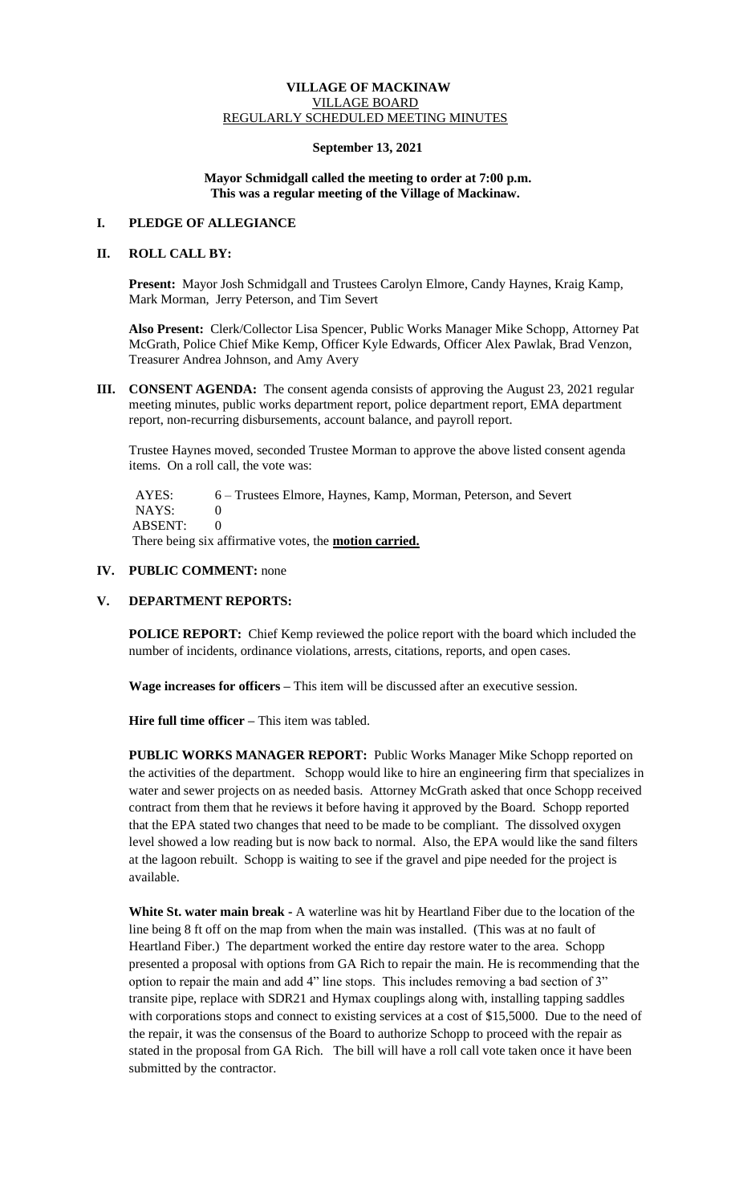# VILLAGE OF MACKINAW

VILLAGE BOARD

REGULARLY SCHEDULED MEETING MINUTES

**September 13, 2021**

**Mayor Schmidgall called the meeting to order at 7:00 p.m.**
**This was a regular meeting of the Village of Mackinaw.**

## I. PLEDGE OF ALLEGIANCE

## II. ROLL CALL BY:

**Present:** Mayor Josh Schmidgall and Trustees Carolyn Elmore, Candy Haynes, Kraig Kamp, Mark Morman, Jerry Peterson, and Tim Severt

**Also Present:** Clerk/Collector Lisa Spencer, Public Works Manager Mike Schopp, Attorney Pat McGrath, Police Chief Mike Kemp, Officer Kyle Edwards, Officer Alex Pawlak, Brad Venzon, Treasurer Andrea Johnson, and Amy Avery

## III. CONSENT AGENDA:

The consent agenda consists of approving the August 23, 2021 regular meeting minutes, public works department report, police department report, EMA department report, non-recurring disbursements, account balance, and payroll report.

Trustee Haynes moved, seconded Trustee Morman to approve the above listed consent agenda items. On a roll call, the vote was:

AYES: 6 – Trustees Elmore, Haynes, Kamp, Morman, Peterson, and Severt
NAYS: 0
ABSENT: 0
There being six affirmative votes, the **motion carried.**

## IV. PUBLIC COMMENT: none

## V. DEPARTMENT REPORTS:

**POLICE REPORT:** Chief Kemp reviewed the police report with the board which included the number of incidents, ordinance violations, arrests, citations, reports, and open cases.

**Wage increases for officers –** This item will be discussed after an executive session.

**Hire full time officer –** This item was tabled.

**PUBLIC WORKS MANAGER REPORT:** Public Works Manager Mike Schopp reported on the activities of the department. Schopp would like to hire an engineering firm that specializes in water and sewer projects on as needed basis. Attorney McGrath asked that once Schopp received contract from them that he reviews it before having it approved by the Board. Schopp reported that the EPA stated two changes that need to be made to be compliant. The dissolved oxygen level showed a low reading but is now back to normal. Also, the EPA would like the sand filters at the lagoon rebuilt. Schopp is waiting to see if the gravel and pipe needed for the project is available.

**White St. water main break -** A waterline was hit by Heartland Fiber due to the location of the line being 8 ft off on the map from when the main was installed. (This was at no fault of Heartland Fiber.) The department worked the entire day restore water to the area. Schopp presented a proposal with options from GA Rich to repair the main. He is recommending that the option to repair the main and add 4" line stops. This includes removing a bad section of 3" transite pipe, replace with SDR21 and Hymax couplings along with, installing tapping saddles with corporations stops and connect to existing services at a cost of $15,5000. Due to the need of the repair, it was the consensus of the Board to authorize Schopp to proceed with the repair as stated in the proposal from GA Rich. The bill will have a roll call vote taken once it have been submitted by the contractor.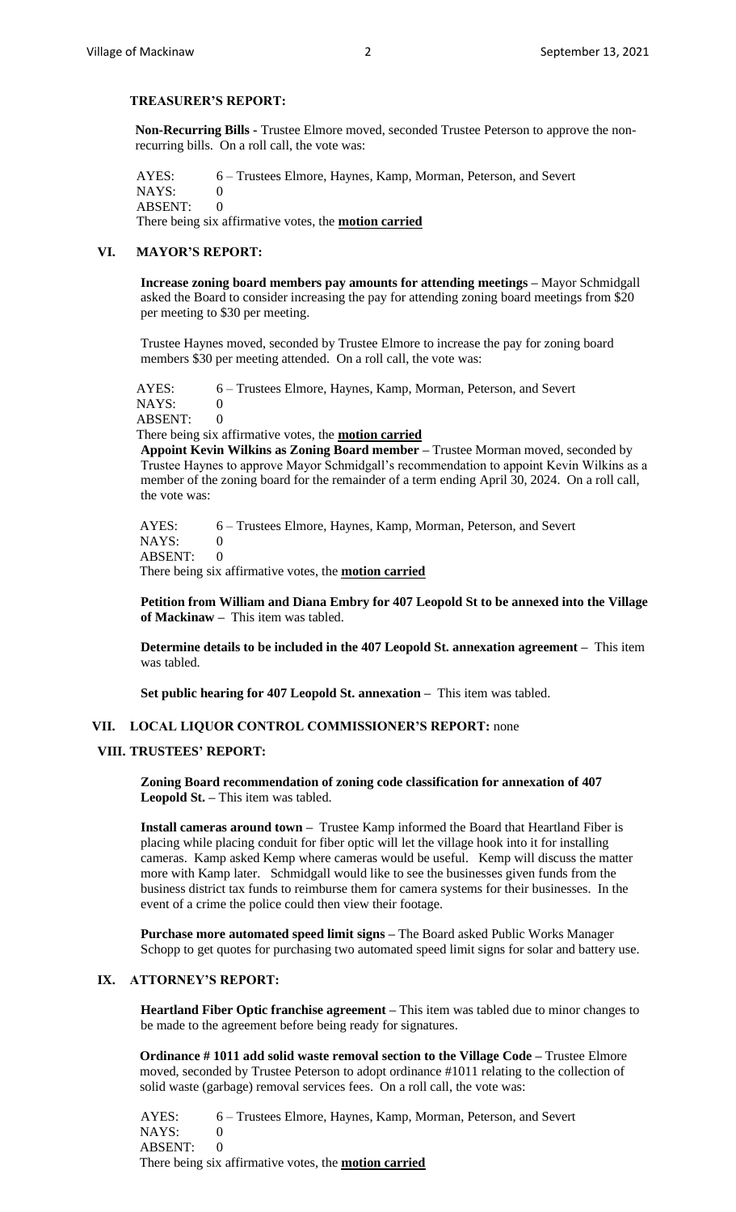**TREASURER'S REPORT:**

**Non-Recurring Bills -** Trustee Elmore moved, seconded Trustee Peterson to approve the non-recurring bills. On a roll call, the vote was:

AYES: 6 – Trustees Elmore, Haynes, Kamp, Morman, Peterson, and Severt
NAYS: 0
ABSENT: 0
There being six affirmative votes, the **motion carried**

## VI. MAYOR'S REPORT:

**Increase zoning board members pay amounts for attending meetings –** Mayor Schmidgall asked the Board to consider increasing the pay for attending zoning board meetings from $20 per meeting to $30 per meeting.

Trustee Haynes moved, seconded by Trustee Elmore to increase the pay for zoning board members $30 per meeting attended. On a roll call, the vote was:

AYES: 6 – Trustees Elmore, Haynes, Kamp, Morman, Peterson, and Severt
NAYS: 0
ABSENT: 0
There being six affirmative votes, the **motion carried**

**Appoint Kevin Wilkins as Zoning Board member –** Trustee Morman moved, seconded by Trustee Haynes to approve Mayor Schmidgall's recommendation to appoint Kevin Wilkins as a member of the zoning board for the remainder of a term ending April 30, 2024. On a roll call, the vote was:

AYES: 6 – Trustees Elmore, Haynes, Kamp, Morman, Peterson, and Severt
NAYS: 0
ABSENT: 0
There being six affirmative votes, the **motion carried**

**Petition from William and Diana Embry for 407 Leopold St to be annexed into the Village of Mackinaw –** This item was tabled.

**Determine details to be included in the 407 Leopold St. annexation agreement –** This item was tabled.

**Set public hearing for 407 Leopold St. annexation –** This item was tabled.

## VII. LOCAL LIQUOR CONTROL COMMISSIONER'S REPORT: none

## VIII. TRUSTEES' REPORT:

**Zoning Board recommendation of zoning code classification for annexation of 407 Leopold St. –** This item was tabled.

**Install cameras around town –** Trustee Kamp informed the Board that Heartland Fiber is placing while placing conduit for fiber optic will let the village hook into it for installing cameras. Kamp asked Kemp where cameras would be useful. Kemp will discuss the matter more with Kamp later. Schmidgall would like to see the businesses given funds from the business district tax funds to reimburse them for camera systems for their businesses. In the event of a crime the police could then view their footage.

**Purchase more automated speed limit signs –** The Board asked Public Works Manager Schopp to get quotes for purchasing two automated speed limit signs for solar and battery use.

## IX. ATTORNEY'S REPORT:

**Heartland Fiber Optic franchise agreement –** This item was tabled due to minor changes to be made to the agreement before being ready for signatures.

**Ordinance # 1011 add solid waste removal section to the Village Code –** Trustee Elmore moved, seconded by Trustee Peterson to adopt ordinance #1011 relating to the collection of solid waste (garbage) removal services fees. On a roll call, the vote was:

AYES: 6 – Trustees Elmore, Haynes, Kamp, Morman, Peterson, and Severt
NAYS: 0
ABSENT: 0
There being six affirmative votes, the **motion carried**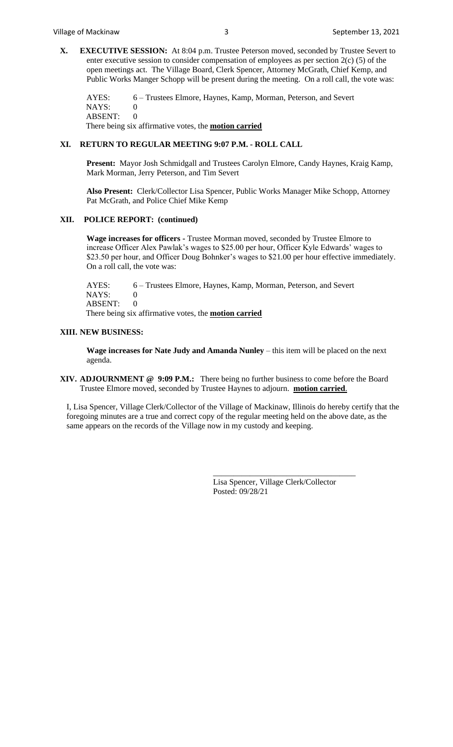**X. EXECUTIVE SESSION:** At 8:04 p.m. Trustee Peterson moved, seconded by Trustee Severt to enter executive session to consider compensation of employees as per section 2(c) (5) of the open meetings act. The Village Board, Clerk Spencer, Attorney McGrath, Chief Kemp, and Public Works Manger Schopp will be present during the meeting. On a roll call, the vote was:

AYES: 6 – Trustees Elmore, Haynes, Kamp, Morman, Peterson, and Severt
NAYS: 0
ABSENT: 0
There being six affirmative votes, the **motion carried**

**XI. RETURN TO REGULAR MEETING 9:07 P.M. - ROLL CALL**

**Present:** Mayor Josh Schmidgall and Trustees Carolyn Elmore, Candy Haynes, Kraig Kamp, Mark Morman, Jerry Peterson, and Tim Severt

**Also Present:** Clerk/Collector Lisa Spencer, Public Works Manager Mike Schopp, Attorney Pat McGrath, and Police Chief Mike Kemp

**XII. POLICE REPORT: (continued)**

**Wage increases for officers -** Trustee Morman moved, seconded by Trustee Elmore to increase Officer Alex Pawlak's wages to $25.00 per hour, Officer Kyle Edwards' wages to $23.50 per hour, and Officer Doug Bohnker's wages to $21.00 per hour effective immediately. On a roll call, the vote was:

AYES: 6 – Trustees Elmore, Haynes, Kamp, Morman, Peterson, and Severt
NAYS: 0
ABSENT: 0
There being six affirmative votes, the **motion carried**

**XIII. NEW BUSINESS:**

**Wage increases for Nate Judy and Amanda Nunley** – this item will be placed on the next agenda.

**XIV. ADJOURNMENT @ 9:09 P.M.:** There being no further business to come before the Board Trustee Elmore moved, seconded by Trustee Haynes to adjourn. **motion carried**.

I, Lisa Spencer, Village Clerk/Collector of the Village of Mackinaw, Illinois do hereby certify that the foregoing minutes are a true and correct copy of the regular meeting held on the above date, as the same appears on the records of the Village now in my custody and keeping.

\_\_\_\_\_\_\_\_\_\_\_\_\_\_\_\_\_\_\_\_\_\_\_\_\_\_\_\_\_\_\_\_\_\_\_
Lisa Spencer, Village Clerk/Collector
Posted: 09/28/21